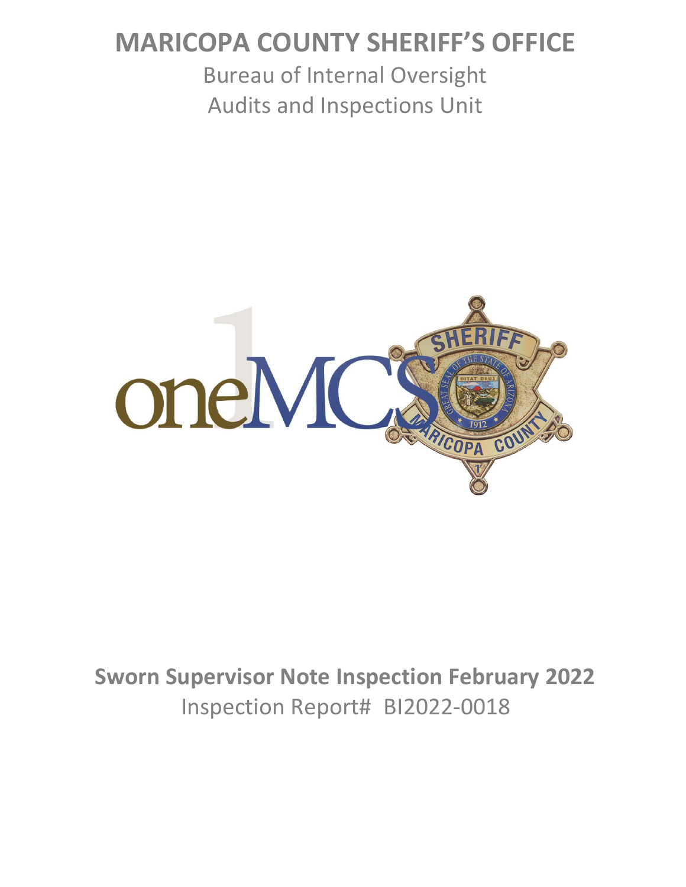# MARICOPA COUNTY SHERIFF'S OFFICE

Bureau of Internal Oversight
Audits and Inspections Unit

**Sworn Supervisor Note Inspection February 2022**

Inspection Report# BI2022-0018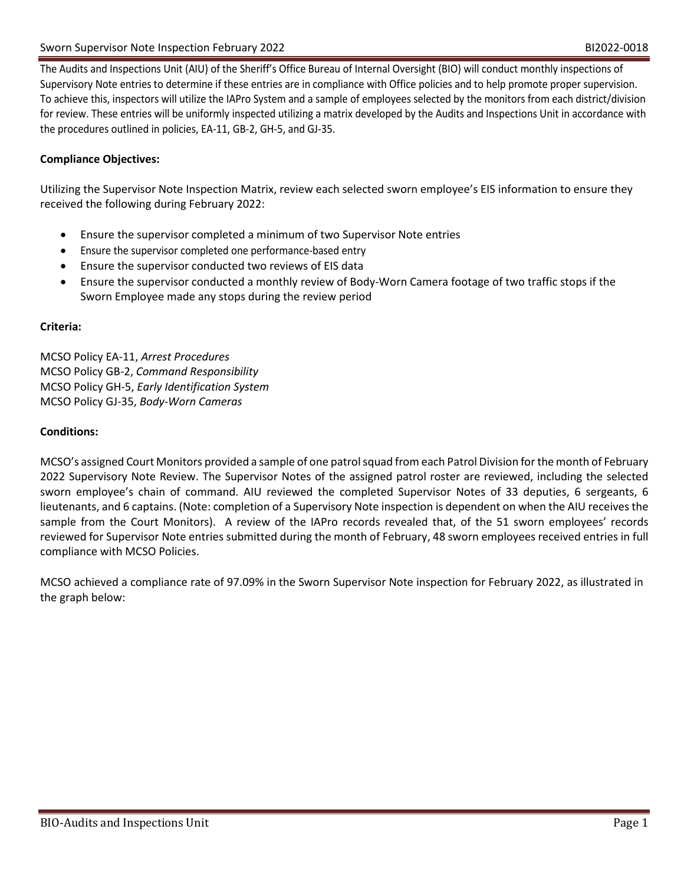The Audits and Inspections Unit (AIU) of the Sheriff's Office Bureau of Internal Oversight (BIO) will conduct monthly inspections of Supervisory Note entries to determine if these entries are in compliance with Office policies and to help promote proper supervision. To achieve this, inspectors will utilize the IAPro System and a sample of employees selected by the monitors from each district/division for review. These entries will be uniformly inspected utilizing a matrix developed by the Audits and Inspections Unit in accordance with the procedures outlined in policies, EA-11, GB-2, GH-5, and GJ-35.

**Compliance Objectives:**

Utilizing the Supervisor Note Inspection Matrix, review each selected sworn employee's EIS information to ensure they received the following during February 2022:

- Ensure the supervisor completed a minimum of two Supervisor Note entries
- Ensure the supervisor completed one performance-based entry
- Ensure the supervisor conducted two reviews of EIS data
- Ensure the supervisor conducted a monthly review of Body-Worn Camera footage of two traffic stops if the Sworn Employee made any stops during the review period

**Criteria:**

MCSO Policy EA-11, *Arrest Procedures*
MCSO Policy GB-2, *Command Responsibility*
MCSO Policy GH-5, *Early Identification System*
MCSO Policy GJ-35, *Body-Worn Cameras*

**Conditions:**

MCSO's assigned Court Monitors provided a sample of one patrol squad from each Patrol Division for the month of February 2022 Supervisory Note Review. The Supervisor Notes of the assigned patrol roster are reviewed, including the selected sworn employee's chain of command. AIU reviewed the completed Supervisor Notes of 33 deputies, 6 sergeants, 6 lieutenants, and 6 captains. (Note: completion of a Supervisory Note inspection is dependent on when the AIU receives the sample from the Court Monitors). A review of the IAPro records revealed that, of the 51 sworn employees' records reviewed for Supervisor Note entries submitted during the month of February, 48 sworn employees received entries in full compliance with MCSO Policies.

MCSO achieved a compliance rate of 97.09% in the Sworn Supervisor Note inspection for February 2022, as illustrated in the graph below: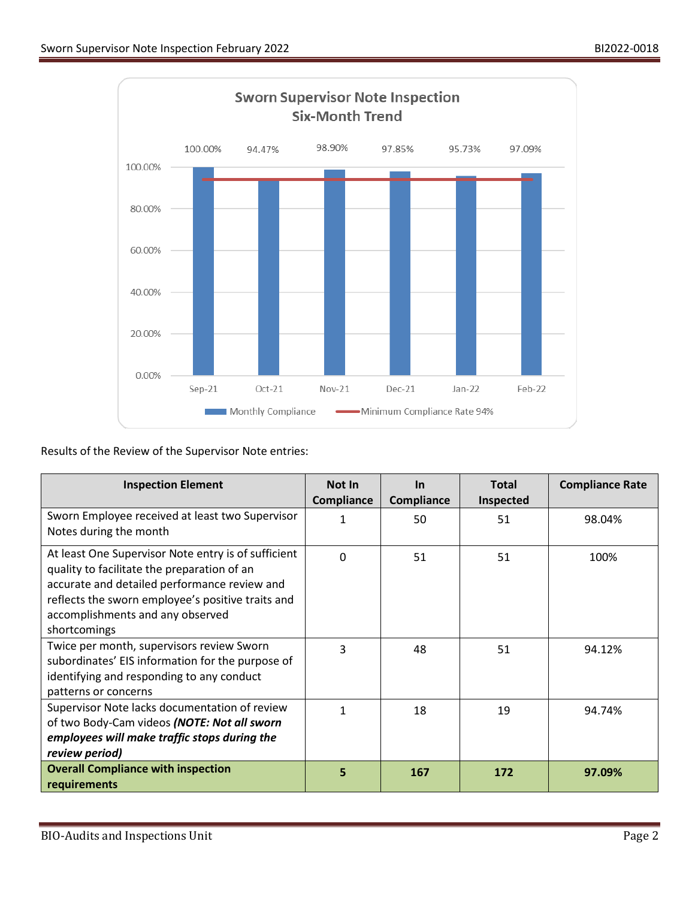**Sworn Supervisor Note Inspection Six-Month Trend**

| Month | Sep-21 | Oct-21 | Nov-21 | Dec-21 | Jan-22 | Feb-22 |
|---|---|---|---|---|---|---|
| Monthly Compliance | 100.00% | 94.47% | 98.90% | 97.85% | 95.73% | 97.09% |

Monthly Compliance — Minimum Compliance Rate 94%

Results of the Review of the Supervisor Note entries:

| Inspection Element | Not In Compliance | In Compliance | Total Inspected | Compliance Rate |
|---|---|---|---|---|
| Sworn Employee received at least two Supervisor Notes during the month | 1 | 50 | 51 | 98.04% |
| At least One Supervisor Note entry is of sufficient quality to facilitate the preparation of an accurate and detailed performance review and reflects the sworn employee's positive traits and accomplishments and any observed shortcomings | 0 | 51 | 51 | 100% |
| Twice per month, supervisors review Sworn subordinates' EIS information for the purpose of identifying and responding to any conduct patterns or concerns | 3 | 48 | 51 | 94.12% |
| Supervisor Note lacks documentation of review of two Body-Cam videos ***(NOTE: Not all sworn employees will make traffic stops during the review period)*** | 1 | 18 | 19 | 94.74% |
| **Overall Compliance with inspection requirements** | **5** | **167** | **172** | **97.09%** |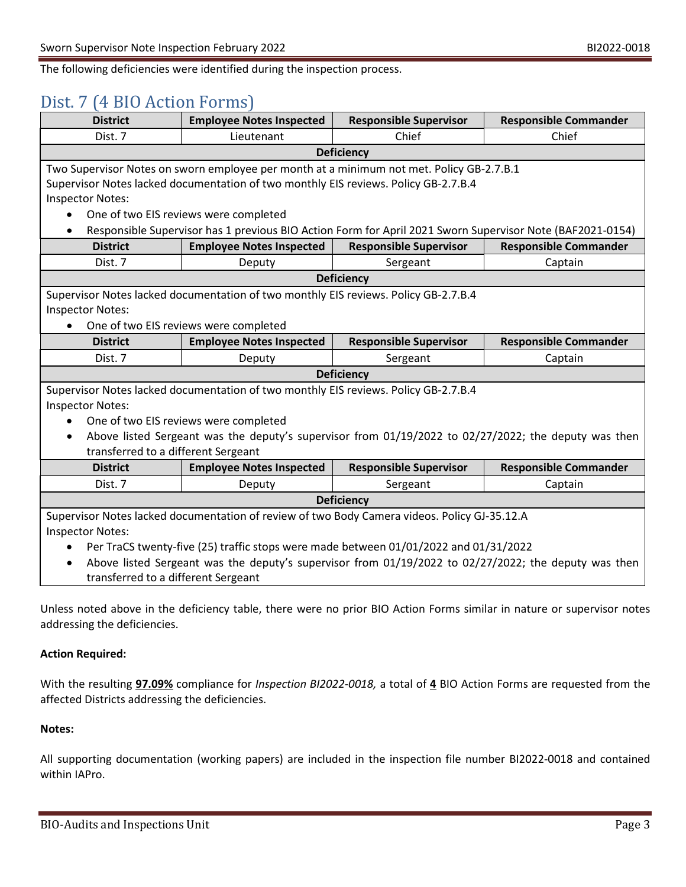The following deficiencies were identified during the inspection process.

## Dist. 7 (4 BIO Action Forms)

| District | Employee Notes Inspected | Responsible Supervisor | Responsible Commander |
|---|---|---|---|
| Dist. 7 | Lieutenant | Chief | Chief |
| **Deficiency** | | | |
| Two Supervisor Notes on sworn employee per month at a minimum not met. Policy GB-2.7.B.1<br>Supervisor Notes lacked documentation of two monthly EIS reviews. Policy GB-2.7.B.4<br>Inspector Notes:<br>• One of two EIS reviews were completed<br>• Responsible Supervisor has 1 previous BIO Action Form for April 2021 Sworn Supervisor Note (BAF2021-0154) | | | |
| **District** | **Employee Notes Inspected** | **Responsible Supervisor** | **Responsible Commander** |
| Dist. 7 | Deputy | Sergeant | Captain |
| **Deficiency** | | | |
| Supervisor Notes lacked documentation of two monthly EIS reviews. Policy GB-2.7.B.4<br>Inspector Notes:<br>• One of two EIS reviews were completed | | | |
| **District** | **Employee Notes Inspected** | **Responsible Supervisor** | **Responsible Commander** |
| Dist. 7 | Deputy | Sergeant | Captain |
| **Deficiency** | | | |
| Supervisor Notes lacked documentation of two monthly EIS reviews. Policy GB-2.7.B.4<br>Inspector Notes:<br>• One of two EIS reviews were completed<br>• Above listed Sergeant was the deputy's supervisor from 01/19/2022 to 02/27/2022; the deputy was then transferred to a different Sergeant | | | |
| **District** | **Employee Notes Inspected** | **Responsible Supervisor** | **Responsible Commander** |
| Dist. 7 | Deputy | Sergeant | Captain |
| **Deficiency** | | | |
| Supervisor Notes lacked documentation of review of two Body Camera videos. Policy GJ-35.12.A<br>Inspector Notes:<br>• Per TraCS twenty-five (25) traffic stops were made between 01/01/2022 and 01/31/2022<br>• Above listed Sergeant was the deputy's supervisor from 01/19/2022 to 02/27/2022; the deputy was then transferred to a different Sergeant | | | |

Unless noted above in the deficiency table, there were no prior BIO Action Forms similar in nature or supervisor notes addressing the deficiencies.

**Action Required:**

With the resulting **97.09%** compliance for *Inspection BI2022-0018,* a total of **4** BIO Action Forms are requested from the affected Districts addressing the deficiencies.

**Notes:**

All supporting documentation (working papers) are included in the inspection file number BI2022-0018 and contained within IAPro.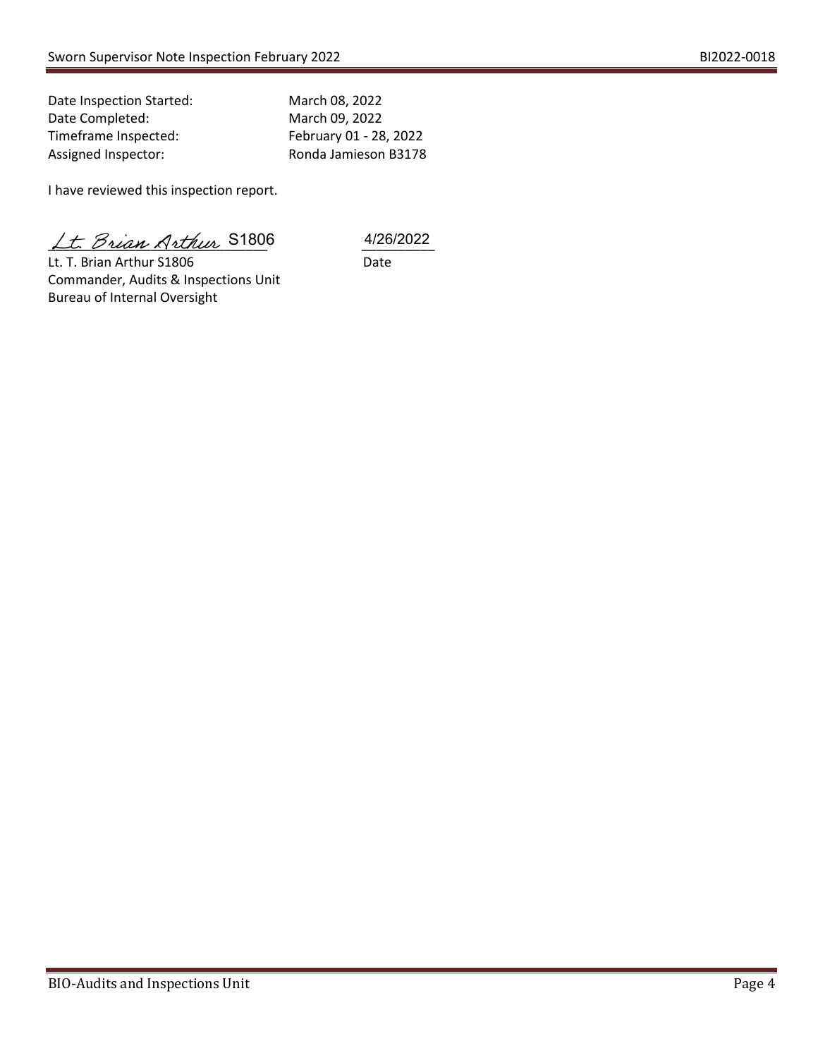| | |
|---|---|
| Date Inspection Started: | March 08, 2022 |
| Date Completed: | March 09, 2022 |
| Timeframe Inspected: | February 01 - 28, 2022 |
| Assigned Inspector: | Ronda Jamieson B3178 |

I have reviewed this inspection report.

Lt. Brian Arthur S1806 &nbsp;&nbsp;&nbsp;&nbsp;&nbsp;&nbsp;&nbsp;&nbsp; 4/26/2022

Lt. T. Brian Arthur S1806 &nbsp;&nbsp;&nbsp;&nbsp;&nbsp;&nbsp;&nbsp;&nbsp; Date
Commander, Audits & Inspections Unit
Bureau of Internal Oversight